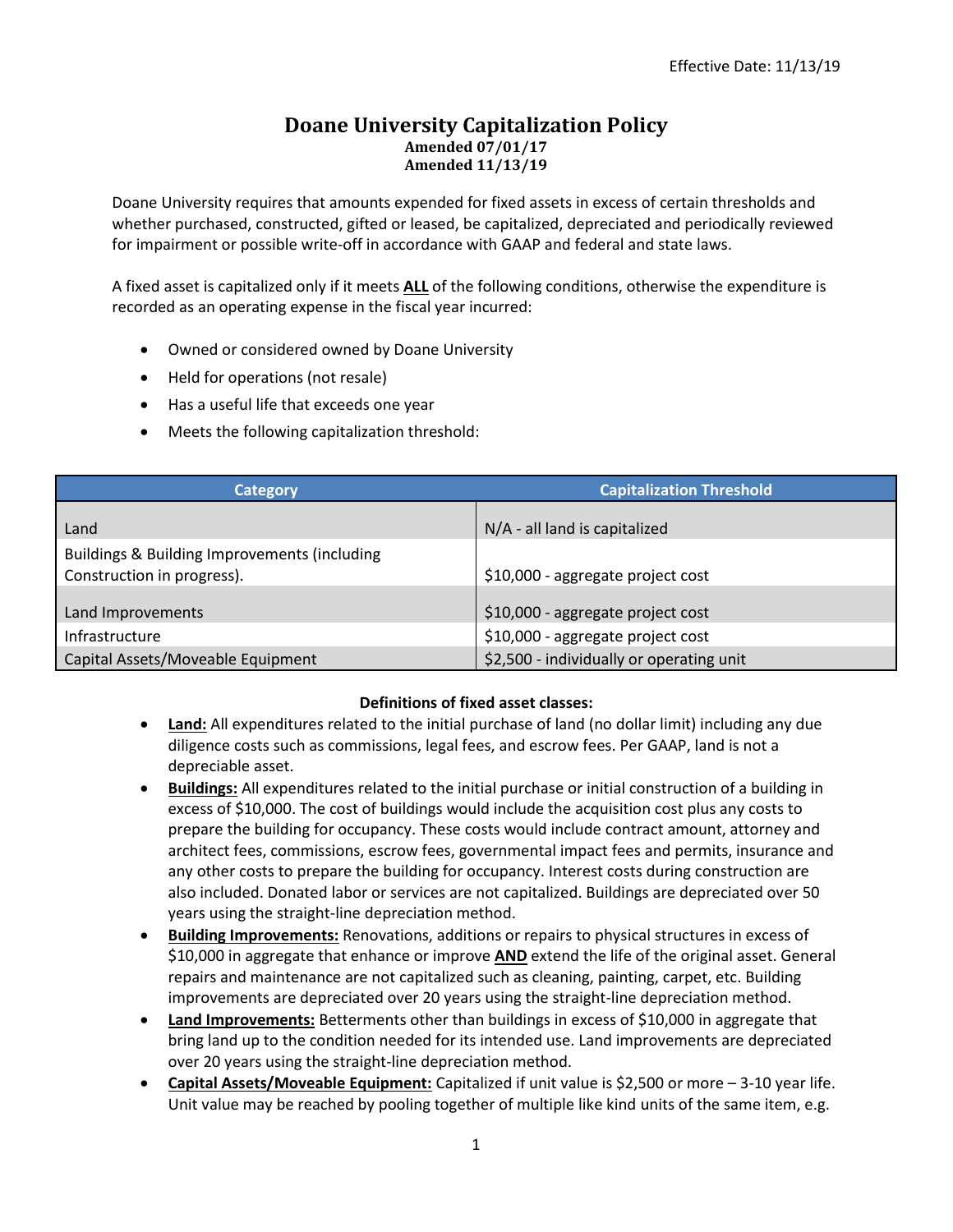Effective Date: 11/13/19

# Doane University Capitalization Policy

**Amended 07/01/17**
**Amended 11/13/19**

Doane University requires that amounts expended for fixed assets in excess of certain thresholds and whether purchased, constructed, gifted or leased, be capitalized, depreciated and periodically reviewed for impairment or possible write-off in accordance with GAAP and federal and state laws.

A fixed asset is capitalized only if it meets **ALL** of the following conditions, otherwise the expenditure is recorded as an operating expense in the fiscal year incurred:

- Owned or considered owned by Doane University
- Held for operations (not resale)
- Has a useful life that exceeds one year
- Meets the following capitalization threshold:

| Category | Capitalization Threshold |
|---|---|
| Land | N/A - all land is capitalized |
| Buildings & Building Improvements (including Construction in progress). | $10,000 - aggregate project cost |
| Land Improvements | $10,000 - aggregate project cost |
| Infrastructure | $10,000 - aggregate project cost |
| Capital Assets/Moveable Equipment | $2,500 - individually or operating unit |

**Definitions of fixed asset classes:**

- **Land:** All expenditures related to the initial purchase of land (no dollar limit) including any due diligence costs such as commissions, legal fees, and escrow fees. Per GAAP, land is not a depreciable asset.
- **Buildings:** All expenditures related to the initial purchase or initial construction of a building in excess of $10,000. The cost of buildings would include the acquisition cost plus any costs to prepare the building for occupancy. These costs would include contract amount, attorney and architect fees, commissions, escrow fees, governmental impact fees and permits, insurance and any other costs to prepare the building for occupancy. Interest costs during construction are also included. Donated labor or services are not capitalized. Buildings are depreciated over 50 years using the straight-line depreciation method.
- **Building Improvements:** Renovations, additions or repairs to physical structures in excess of $10,000 in aggregate that enhance or improve **AND** extend the life of the original asset. General repairs and maintenance are not capitalized such as cleaning, painting, carpet, etc. Building improvements are depreciated over 20 years using the straight-line depreciation method.
- **Land Improvements:** Betterments other than buildings in excess of $10,000 in aggregate that bring land up to the condition needed for its intended use. Land improvements are depreciated over 20 years using the straight-line depreciation method.
- **Capital Assets/Moveable Equipment:** Capitalized if unit value is $2,500 or more – 3-10 year life. Unit value may be reached by pooling together of multiple like kind units of the same item, e.g.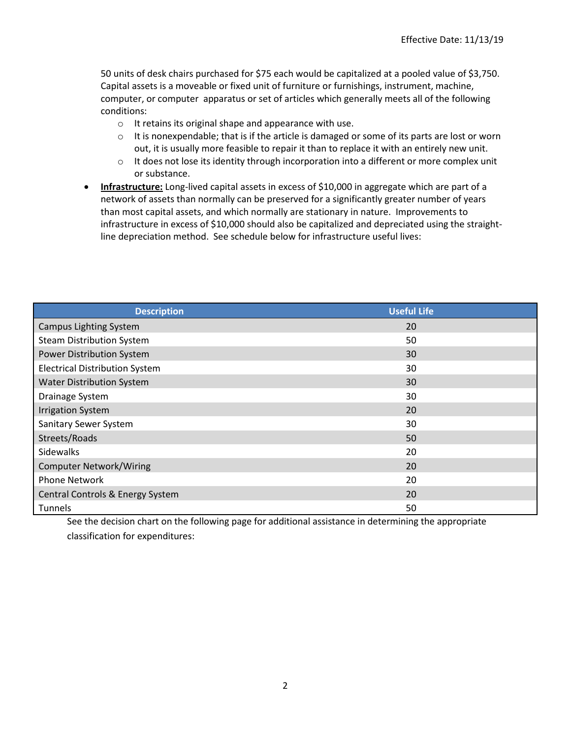50 units of desk chairs purchased for $75 each would be capitalized at a pooled value of $3,750. Capital assets is a moveable or fixed unit of furniture or furnishings, instrument, machine, computer, or computer apparatus or set of articles which generally meets all of the following conditions:

- It retains its original shape and appearance with use.
- It is nonexpendable; that is if the article is damaged or some of its parts are lost or worn out, it is usually more feasible to repair it than to replace it with an entirely new unit.
- It does not lose its identity through incorporation into a different or more complex unit or substance.

- **Infrastructure:** Long-lived capital assets in excess of $10,000 in aggregate which are part of a network of assets than normally can be preserved for a significantly greater number of years than most capital assets, and which normally are stationary in nature. Improvements to infrastructure in excess of $10,000 should also be capitalized and depreciated using the straight-line depreciation method. See schedule below for infrastructure useful lives:

| Description | Useful Life |
| --- | --- |
| Campus Lighting System | 20 |
| Steam Distribution System | 50 |
| Power Distribution System | 30 |
| Electrical Distribution System | 30 |
| Water Distribution System | 30 |
| Drainage System | 30 |
| Irrigation System | 20 |
| Sanitary Sewer System | 30 |
| Streets/Roads | 50 |
| Sidewalks | 20 |
| Computer Network/Wiring | 20 |
| Phone Network | 20 |
| Central Controls & Energy System | 20 |
| Tunnels | 50 |

See the decision chart on the following page for additional assistance in determining the appropriate classification for expenditures: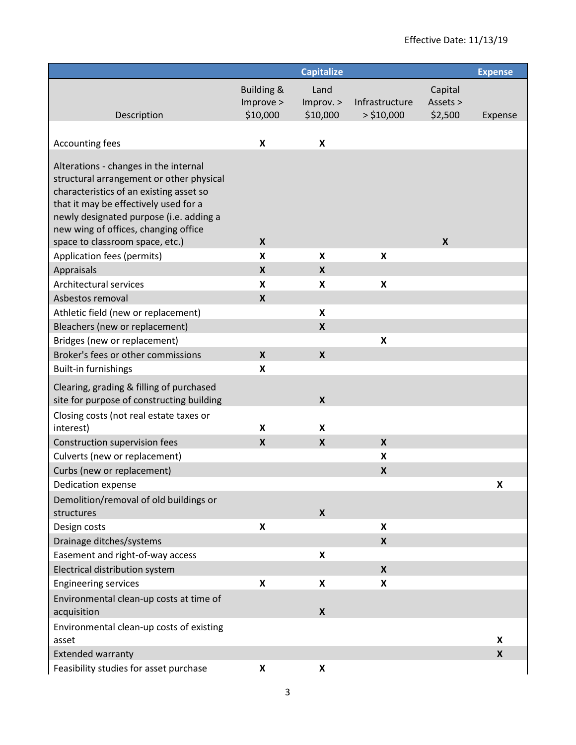Effective Date: 11/13/19

| Description | Capitalize | | | | Expense |
|---|---|---|---|---|---|
| | Building & Improve > $10,000 | Land Improv. > $10,000 | Infrastructure > $10,000 | Capital Assets > $2,500 | Expense |
| Accounting fees | X | X | | | |
| Alterations - changes in the internal structural arrangement or other physical characteristics of an existing asset so that it may be effectively used for a newly designated purpose (i.e. adding a new wing of offices, changing office space to classroom space, etc.) | X | | | X | |
| Application fees (permits) | X | X | X | | |
| Appraisals | X | X | | | |
| Architectural services | X | X | X | | |
| Asbestos removal | X | | | | |
| Athletic field (new or replacement) | | X | | | |
| Bleachers (new or replacement) | | X | | | |
| Bridges (new or replacement) | | | X | | |
| Broker's fees or other commissions | X | X | | | |
| Built-in furnishings | X | | | | |
| Clearing, grading & filling of purchased site for purpose of constructing building | | X | | | |
| Closing costs (not real estate taxes or interest) | X | X | | | |
| Construction supervision fees | X | X | X | | |
| Culverts (new or replacement) | | | X | | |
| Curbs (new or replacement) | | | X | | |
| Dedication expense | | | | | X |
| Demolition/removal of old buildings or structures | | X | | | |
| Design costs | X | | X | | |
| Drainage ditches/systems | | | X | | |
| Easement and right-of-way access | | X | | | |
| Electrical distribution system | | | X | | |
| Engineering services | X | X | X | | |
| Environmental clean-up costs at time of acquisition | | X | | | |
| Environmental clean-up costs of existing asset | | | | | X |
| Extended warranty | | | | | X |
| Feasibility studies for asset purchase | X | X | | | |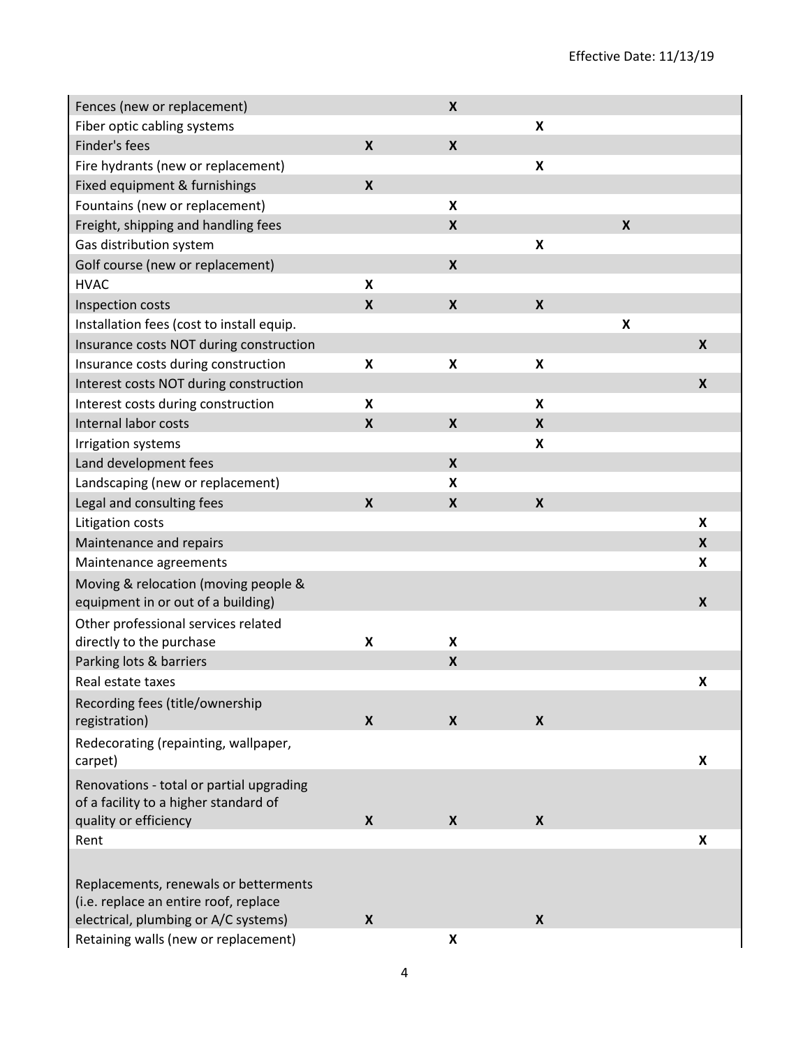| | | | | | |
|---|---|---|---|---|---|
| Fences (new or replacement) | | **X** | | | |
| Fiber optic cabling systems | | | **X** | | |
| Finder's fees | **X** | **X** | | | |
| Fire hydrants (new or replacement) | | | **X** | | |
| Fixed equipment & furnishings | **X** | | | | |
| Fountains (new or replacement) | | **X** | | | |
| Freight, shipping and handling fees | | **X** | | **X** | |
| Gas distribution system | | | **X** | | |
| Golf course (new or replacement) | | **X** | | | |
| HVAC | **X** | | | | |
| Inspection costs | **X** | **X** | **X** | | |
| Installation fees (cost to install equip. | | | | **X** | |
| Insurance costs NOT during construction | | | | | **X** |
| Insurance costs during construction | **X** | **X** | **X** | | |
| Interest costs NOT during construction | | | | | **X** |
| Interest costs during construction | **X** | | **X** | | |
| Internal labor costs | **X** | **X** | **X** | | |
| Irrigation systems | | | **X** | | |
| Land development fees | | **X** | | | |
| Landscaping (new or replacement) | | **X** | | | |
| Legal and consulting fees | **X** | **X** | **X** | | |
| Litigation costs | | | | | **X** |
| Maintenance and repairs | | | | | **X** |
| Maintenance agreements | | | | | **X** |
| Moving & relocation (moving people & equipment in or out of a building) | | | | | **X** |
| Other professional services related directly to the purchase | **X** | **X** | | | |
| Parking lots & barriers | | **X** | | | |
| Real estate taxes | | | | | **X** |
| Recording fees (title/ownership registration) | **X** | **X** | **X** | | |
| Redecorating (repainting, wallpaper, carpet) | | | | | **X** |
| Renovations - total or partial upgrading of a facility to a higher standard of quality or efficiency | **X** | **X** | **X** | | |
| Rent | | | | | **X** |
| Replacements, renewals or betterments (i.e. replace an entire roof, replace electrical, plumbing or A/C systems) | **X** | | **X** | | |
| Retaining walls (new or replacement) | | **X** | | | |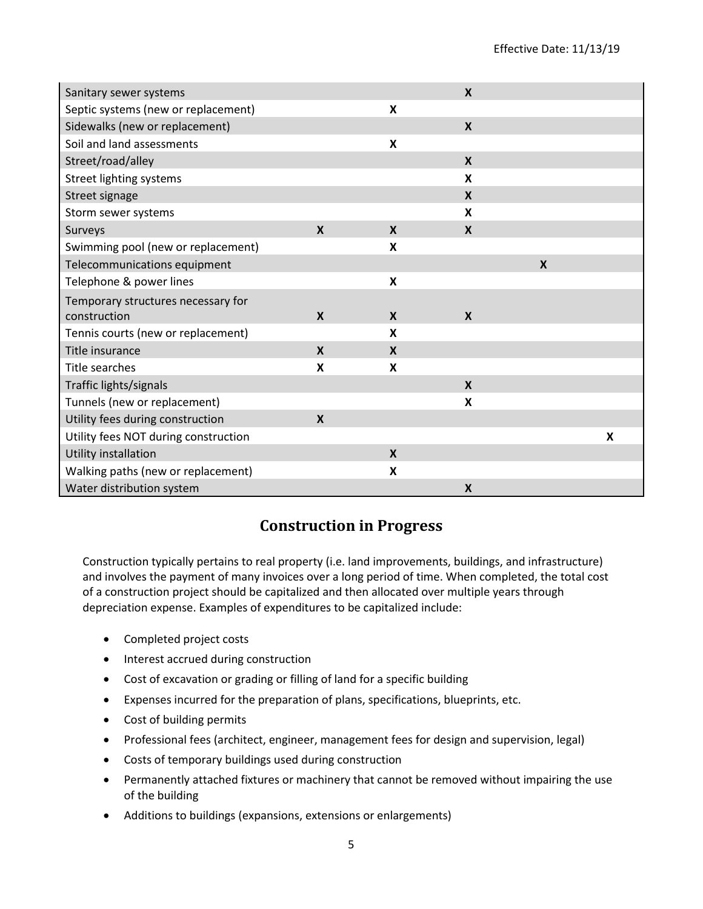| | | | | | |
|---|---|---|---|---|---|
| Sanitary sewer systems | | | X | | |
| Septic systems (new or replacement) | | X | | | |
| Sidewalks (new or replacement) | | | X | | |
| Soil and land assessments | | X | | | |
| Street/road/alley | | | X | | |
| Street lighting systems | | | X | | |
| Street signage | | | X | | |
| Storm sewer systems | | | X | | |
| Surveys | X | X | X | | |
| Swimming pool (new or replacement) | | X | | | |
| Telecommunications equipment | | | | X | |
| Telephone & power lines | | X | | | |
| Temporary structures necessary for construction | X | X | X | | |
| Tennis courts (new or replacement) | | X | | | |
| Title insurance | X | X | | | |
| Title searches | X | X | | | |
| Traffic lights/signals | | | X | | |
| Tunnels (new or replacement) | | | X | | |
| Utility fees during construction | X | | | | |
| Utility fees NOT during construction | | | | | X |
| Utility installation | | X | | | |
| Walking paths (new or replacement) | | X | | | |
| Water distribution system | | | X | | |

## Construction in Progress

Construction typically pertains to real property (i.e. land improvements, buildings, and infrastructure) and involves the payment of many invoices over a long period of time. When completed, the total cost of a construction project should be capitalized and then allocated over multiple years through depreciation expense. Examples of expenditures to be capitalized include:

- Completed project costs
- Interest accrued during construction
- Cost of excavation or grading or filling of land for a specific building
- Expenses incurred for the preparation of plans, specifications, blueprints, etc.
- Cost of building permits
- Professional fees (architect, engineer, management fees for design and supervision, legal)
- Costs of temporary buildings used during construction
- Permanently attached fixtures or machinery that cannot be removed without impairing the use of the building
- Additions to buildings (expansions, extensions or enlargements)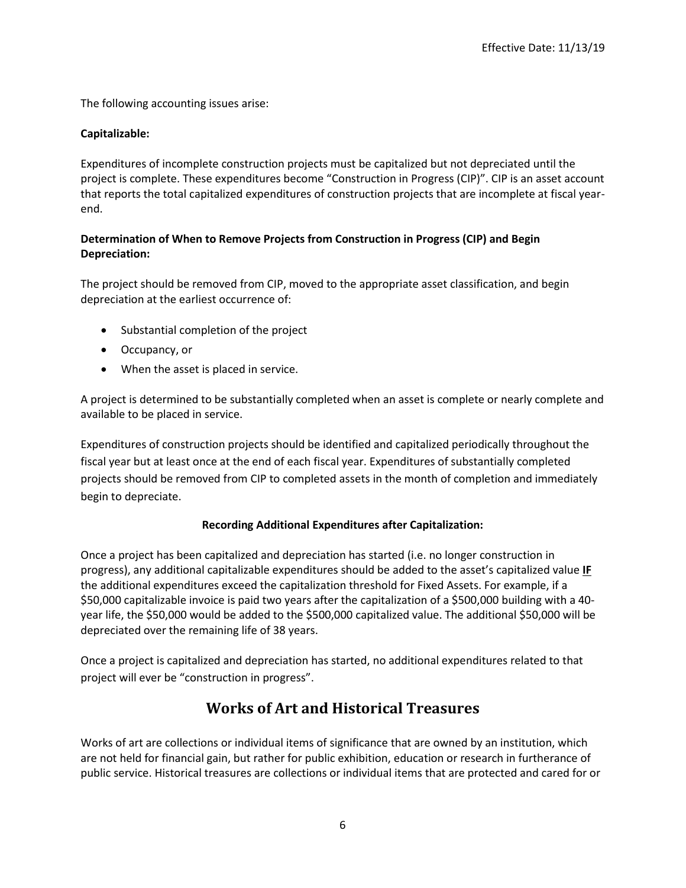The following accounting issues arise:

**Capitalizable:**

Expenditures of incomplete construction projects must be capitalized but not depreciated until the project is complete. These expenditures become "Construction in Progress (CIP)". CIP is an asset account that reports the total capitalized expenditures of construction projects that are incomplete at fiscal year-end.

**Determination of When to Remove Projects from Construction in Progress (CIP) and Begin Depreciation:**

The project should be removed from CIP, moved to the appropriate asset classification, and begin depreciation at the earliest occurrence of:

- Substantial completion of the project
- Occupancy, or
- When the asset is placed in service.

A project is determined to be substantially completed when an asset is complete or nearly complete and available to be placed in service.

Expenditures of construction projects should be identified and capitalized periodically throughout the fiscal year but at least once at the end of each fiscal year. Expenditures of substantially completed projects should be removed from CIP to completed assets in the month of completion and immediately begin to depreciate.

**Recording Additional Expenditures after Capitalization:**

Once a project has been capitalized and depreciation has started (i.e. no longer construction in progress), any additional capitalizable expenditures should be added to the asset's capitalized value **IF** the additional expenditures exceed the capitalization threshold for Fixed Assets. For example, if a $50,000 capitalizable invoice is paid two years after the capitalization of a $500,000 building with a 40-year life, the $50,000 would be added to the $500,000 capitalized value. The additional $50,000 will be depreciated over the remaining life of 38 years.

Once a project is capitalized and depreciation has started, no additional expenditures related to that project will ever be "construction in progress".

## Works of Art and Historical Treasures

Works of art are collections or individual items of significance that are owned by an institution, which are not held for financial gain, but rather for public exhibition, education or research in furtherance of public service. Historical treasures are collections or individual items that are protected and cared for or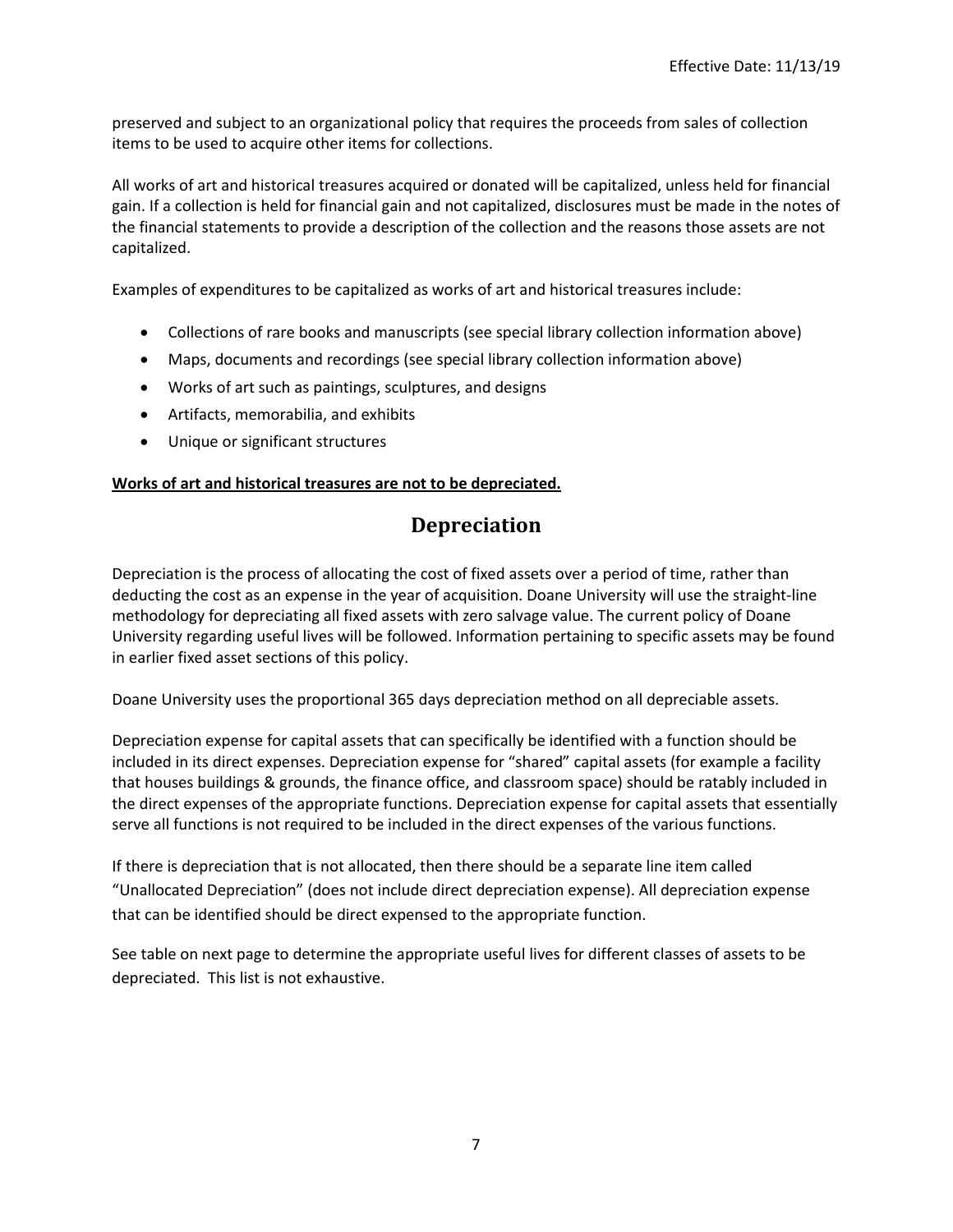preserved and subject to an organizational policy that requires the proceeds from sales of collection items to be used to acquire other items for collections.

All works of art and historical treasures acquired or donated will be capitalized, unless held for financial gain. If a collection is held for financial gain and not capitalized, disclosures must be made in the notes of the financial statements to provide a description of the collection and the reasons those assets are not capitalized.

Examples of expenditures to be capitalized as works of art and historical treasures include:

- Collections of rare books and manuscripts (see special library collection information above)
- Maps, documents and recordings (see special library collection information above)
- Works of art such as paintings, sculptures, and designs
- Artifacts, memorabilia, and exhibits
- Unique or significant structures

**Works of art and historical treasures are not to be depreciated.**

## Depreciation

Depreciation is the process of allocating the cost of fixed assets over a period of time, rather than deducting the cost as an expense in the year of acquisition. Doane University will use the straight-line methodology for depreciating all fixed assets with zero salvage value. The current policy of Doane University regarding useful lives will be followed. Information pertaining to specific assets may be found in earlier fixed asset sections of this policy.

Doane University uses the proportional 365 days depreciation method on all depreciable assets.

Depreciation expense for capital assets that can specifically be identified with a function should be included in its direct expenses. Depreciation expense for "shared" capital assets (for example a facility that houses buildings & grounds, the finance office, and classroom space) should be ratably included in the direct expenses of the appropriate functions. Depreciation expense for capital assets that essentially serve all functions is not required to be included in the direct expenses of the various functions.

If there is depreciation that is not allocated, then there should be a separate line item called "Unallocated Depreciation" (does not include direct depreciation expense). All depreciation expense that can be identified should be direct expensed to the appropriate function.

See table on next page to determine the appropriate useful lives for different classes of assets to be depreciated. This list is not exhaustive.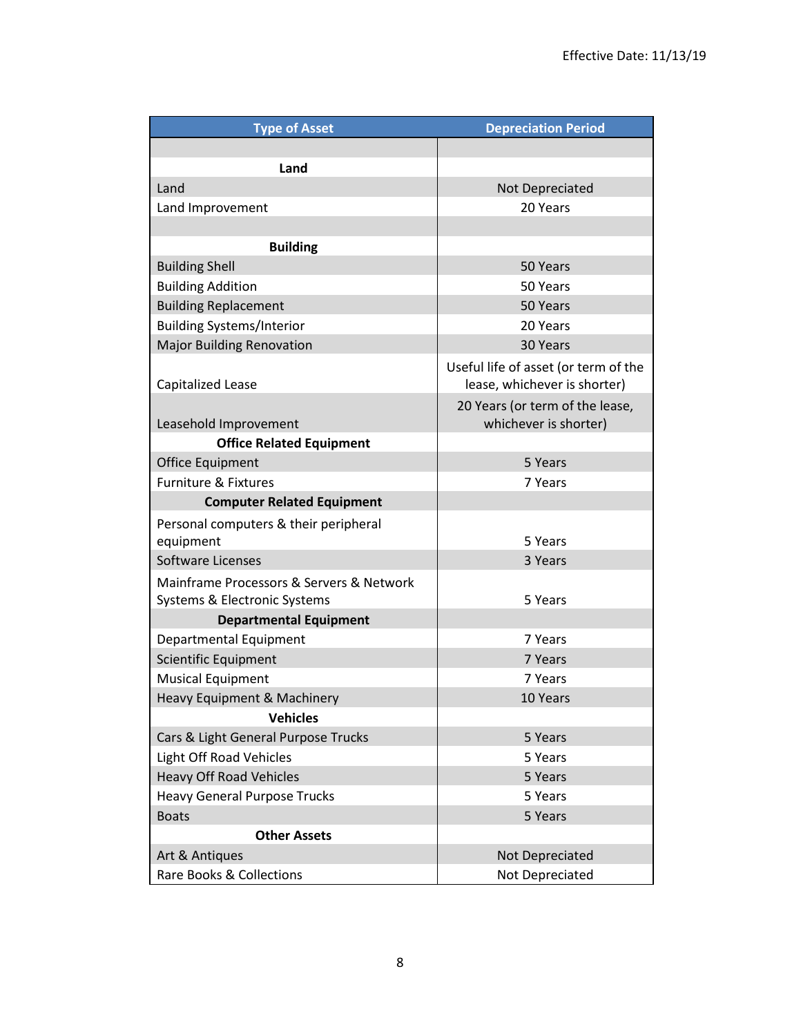Effective Date: 11/13/19

| Type of Asset | Depreciation Period |
|---|---|
| | |
| **Land** | |
| Land | Not Depreciated |
| Land Improvement | 20 Years |
| | |
| **Building** | |
| Building Shell | 50 Years |
| Building Addition | 50 Years |
| Building Replacement | 50 Years |
| Building Systems/Interior | 20 Years |
| Major Building Renovation | 30 Years |
| Capitalized Lease | Useful life of asset (or term of the lease, whichever is shorter) |
| Leasehold Improvement | 20 Years (or term of the lease, whichever is shorter) |
| **Office Related Equipment** | |
| Office Equipment | 5 Years |
| Furniture & Fixtures | 7 Years |
| **Computer Related Equipment** | |
| Personal computers & their peripheral equipment | 5 Years |
| Software Licenses | 3 Years |
| Mainframe Processors & Servers & Network Systems & Electronic Systems | 5 Years |
| **Departmental Equipment** | |
| Departmental Equipment | 7 Years |
| Scientific Equipment | 7 Years |
| Musical Equipment | 7 Years |
| Heavy Equipment & Machinery | 10 Years |
| **Vehicles** | |
| Cars & Light General Purpose Trucks | 5 Years |
| Light Off Road Vehicles | 5 Years |
| Heavy Off Road Vehicles | 5 Years |
| Heavy General Purpose Trucks | 5 Years |
| Boats | 5 Years |
| **Other Assets** | |
| Art & Antiques | Not Depreciated |
| Rare Books & Collections | Not Depreciated |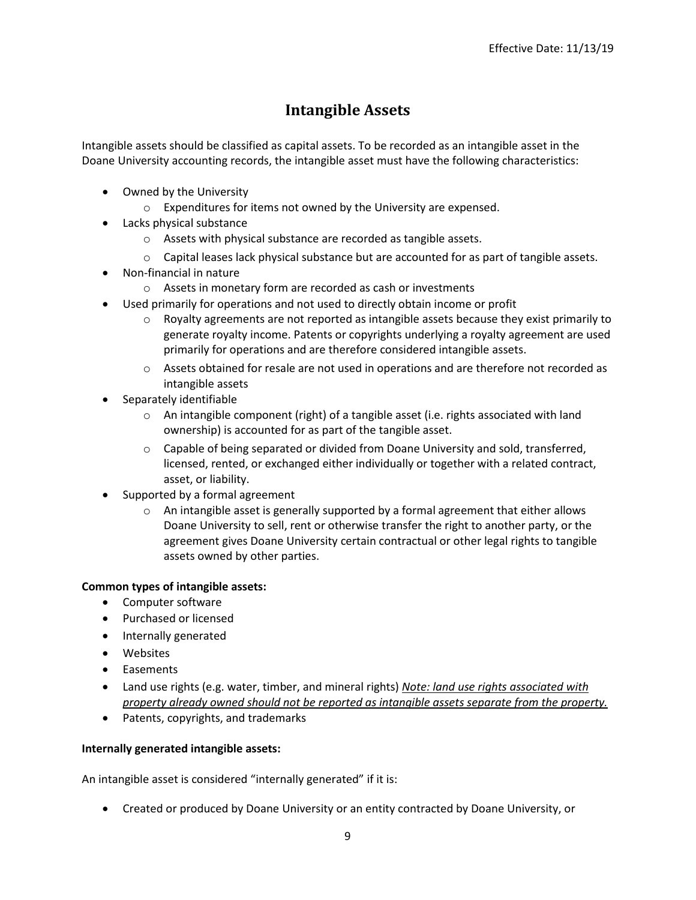Effective Date: 11/13/19

# Intangible Assets

Intangible assets should be classified as capital assets. To be recorded as an intangible asset in the Doane University accounting records, the intangible asset must have the following characteristics:

- Owned by the University
  - Expenditures for items not owned by the University are expensed.
- Lacks physical substance
  - Assets with physical substance are recorded as tangible assets.
  - Capital leases lack physical substance but are accounted for as part of tangible assets.
- Non-financial in nature
  - Assets in monetary form are recorded as cash or investments
- Used primarily for operations and not used to directly obtain income or profit
  - Royalty agreements are not reported as intangible assets because they exist primarily to generate royalty income. Patents or copyrights underlying a royalty agreement are used primarily for operations and are therefore considered intangible assets.
  - Assets obtained for resale are not used in operations and are therefore not recorded as intangible assets
- Separately identifiable
  - An intangible component (right) of a tangible asset (i.e. rights associated with land ownership) is accounted for as part of the tangible asset.
  - Capable of being separated or divided from Doane University and sold, transferred, licensed, rented, or exchanged either individually or together with a related contract, asset, or liability.
- Supported by a formal agreement
  - An intangible asset is generally supported by a formal agreement that either allows Doane University to sell, rent or otherwise transfer the right to another party, or the agreement gives Doane University certain contractual or other legal rights to tangible assets owned by other parties.

**Common types of intangible assets:**

- Computer software
- Purchased or licensed
- Internally generated
- Websites
- Easements
- Land use rights (e.g. water, timber, and mineral rights) ***Note: land use rights associated with property already owned should not be reported as intangible assets separate from the property.***
- Patents, copyrights, and trademarks

**Internally generated intangible assets:**

An intangible asset is considered "internally generated" if it is:

- Created or produced by Doane University or an entity contracted by Doane University, or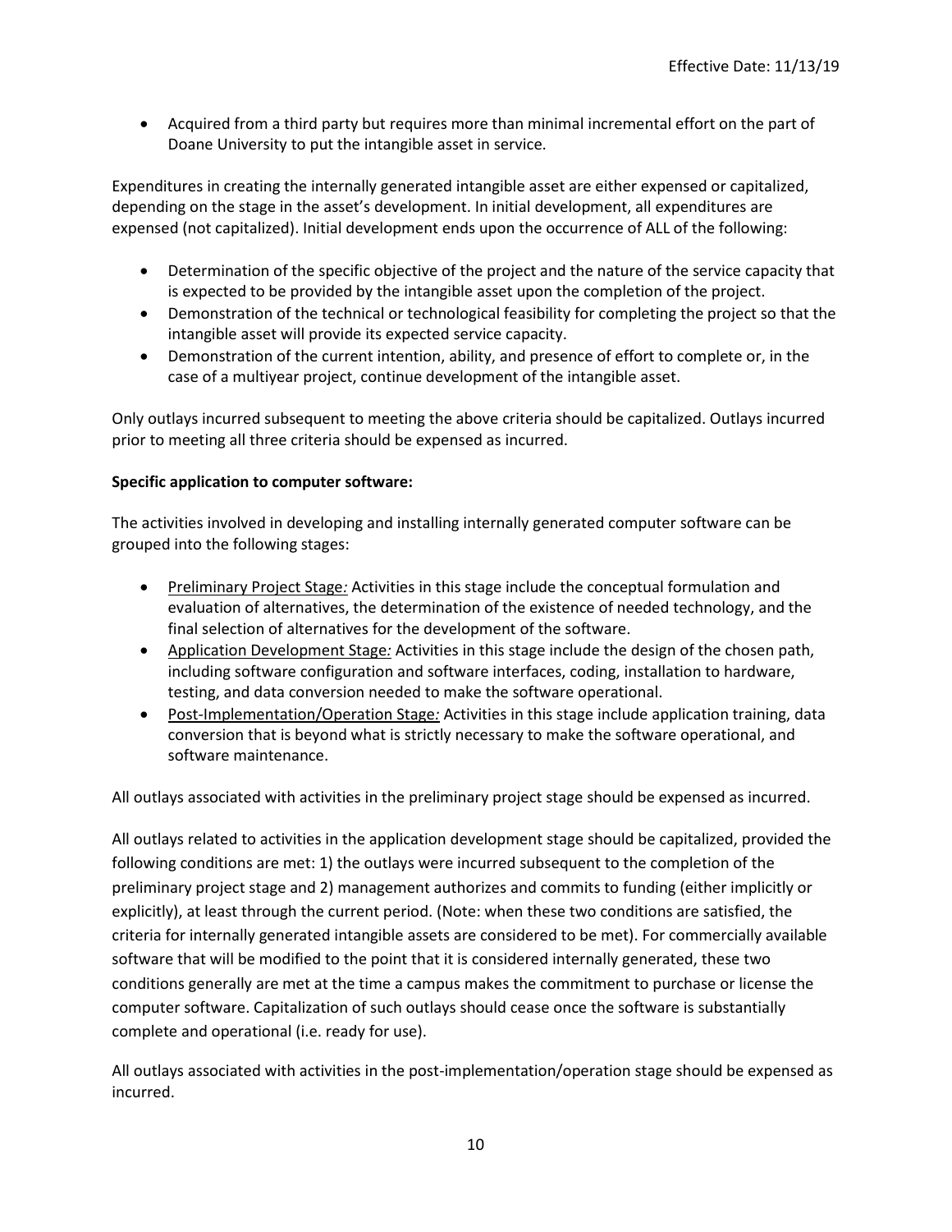- Acquired from a third party but requires more than minimal incremental effort on the part of Doane University to put the intangible asset in service.

Expenditures in creating the internally generated intangible asset are either expensed or capitalized, depending on the stage in the asset's development. In initial development, all expenditures are expensed (not capitalized). Initial development ends upon the occurrence of ALL of the following:

- Determination of the specific objective of the project and the nature of the service capacity that is expected to be provided by the intangible asset upon the completion of the project.
- Demonstration of the technical or technological feasibility for completing the project so that the intangible asset will provide its expected service capacity.
- Demonstration of the current intention, ability, and presence of effort to complete or, in the case of a multiyear project, continue development of the intangible asset.

Only outlays incurred subsequent to meeting the above criteria should be capitalized. Outlays incurred prior to meeting all three criteria should be expensed as incurred.

**Specific application to computer software:**

The activities involved in developing and installing internally generated computer software can be grouped into the following stages:

- Preliminary Project Stage*:* Activities in this stage include the conceptual formulation and evaluation of alternatives, the determination of the existence of needed technology, and the final selection of alternatives for the development of the software.
- Application Development Stage*:* Activities in this stage include the design of the chosen path, including software configuration and software interfaces, coding, installation to hardware, testing, and data conversion needed to make the software operational.
- Post-Implementation/Operation Stage*:* Activities in this stage include application training, data conversion that is beyond what is strictly necessary to make the software operational, and software maintenance.

All outlays associated with activities in the preliminary project stage should be expensed as incurred.

All outlays related to activities in the application development stage should be capitalized, provided the following conditions are met: 1) the outlays were incurred subsequent to the completion of the preliminary project stage and 2) management authorizes and commits to funding (either implicitly or explicitly), at least through the current period. (Note: when these two conditions are satisfied, the criteria for internally generated intangible assets are considered to be met). For commercially available software that will be modified to the point that it is considered internally generated, these two conditions generally are met at the time a campus makes the commitment to purchase or license the computer software. Capitalization of such outlays should cease once the software is substantially complete and operational (i.e. ready for use).

All outlays associated with activities in the post-implementation/operation stage should be expensed as incurred.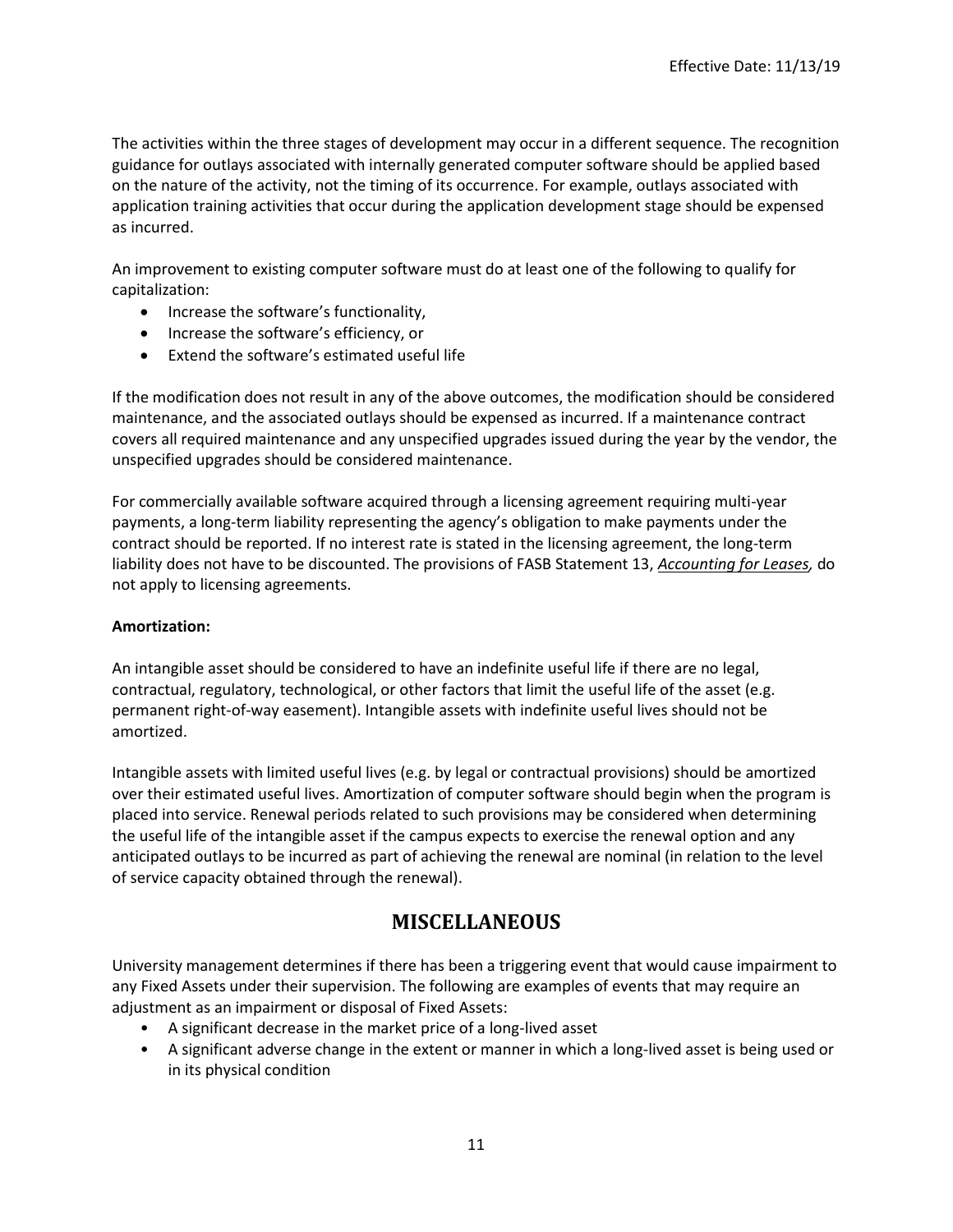The activities within the three stages of development may occur in a different sequence. The recognition guidance for outlays associated with internally generated computer software should be applied based on the nature of the activity, not the timing of its occurrence. For example, outlays associated with application training activities that occur during the application development stage should be expensed as incurred.

An improvement to existing computer software must do at least one of the following to qualify for capitalization:

- Increase the software's functionality,
- Increase the software's efficiency, or
- Extend the software's estimated useful life

If the modification does not result in any of the above outcomes, the modification should be considered maintenance, and the associated outlays should be expensed as incurred. If a maintenance contract covers all required maintenance and any unspecified upgrades issued during the year by the vendor, the unspecified upgrades should be considered maintenance.

For commercially available software acquired through a licensing agreement requiring multi-year payments, a long-term liability representing the agency's obligation to make payments under the contract should be reported. If no interest rate is stated in the licensing agreement, the long-term liability does not have to be discounted. The provisions of FASB Statement 13, ***Accounting for Leases,*** do not apply to licensing agreements.

**Amortization:**

An intangible asset should be considered to have an indefinite useful life if there are no legal, contractual, regulatory, technological, or other factors that limit the useful life of the asset (e.g. permanent right-of-way easement). Intangible assets with indefinite useful lives should not be amortized.

Intangible assets with limited useful lives (e.g. by legal or contractual provisions) should be amortized over their estimated useful lives. Amortization of computer software should begin when the program is placed into service. Renewal periods related to such provisions may be considered when determining the useful life of the intangible asset if the campus expects to exercise the renewal option and any anticipated outlays to be incurred as part of achieving the renewal are nominal (in relation to the level of service capacity obtained through the renewal).

## MISCELLANEOUS

University management determines if there has been a triggering event that would cause impairment to any Fixed Assets under their supervision. The following are examples of events that may require an adjustment as an impairment or disposal of Fixed Assets:

- A significant decrease in the market price of a long-lived asset
- A significant adverse change in the extent or manner in which a long-lived asset is being used or in its physical condition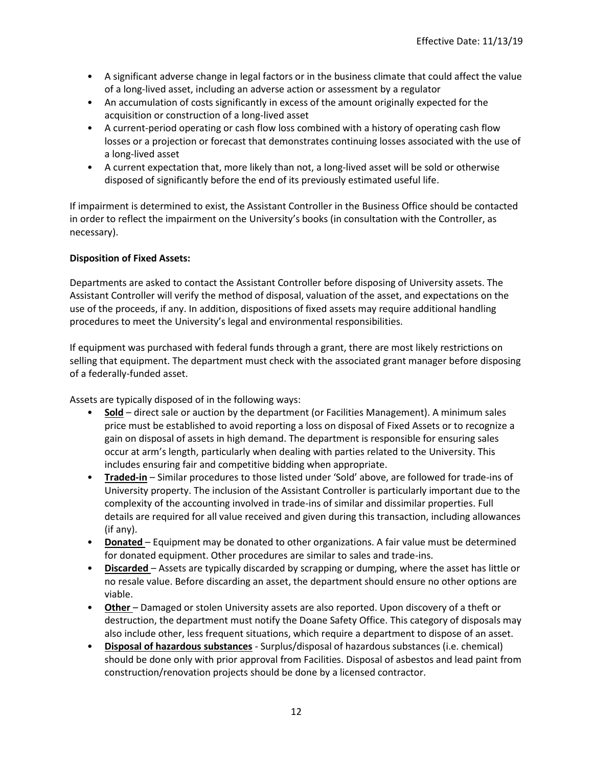- A significant adverse change in legal factors or in the business climate that could affect the value of a long-lived asset, including an adverse action or assessment by a regulator
- An accumulation of costs significantly in excess of the amount originally expected for the acquisition or construction of a long-lived asset
- A current-period operating or cash flow loss combined with a history of operating cash flow losses or a projection or forecast that demonstrates continuing losses associated with the use of a long-lived asset
- A current expectation that, more likely than not, a long-lived asset will be sold or otherwise disposed of significantly before the end of its previously estimated useful life.

If impairment is determined to exist, the Assistant Controller in the Business Office should be contacted in order to reflect the impairment on the University's books (in consultation with the Controller, as necessary).

**Disposition of Fixed Assets:**

Departments are asked to contact the Assistant Controller before disposing of University assets. The Assistant Controller will verify the method of disposal, valuation of the asset, and expectations on the use of the proceeds, if any. In addition, dispositions of fixed assets may require additional handling procedures to meet the University's legal and environmental responsibilities.

If equipment was purchased with federal funds through a grant, there are most likely restrictions on selling that equipment. The department must check with the associated grant manager before disposing of a federally-funded asset.

Assets are typically disposed of in the following ways:

- **Sold** – direct sale or auction by the department (or Facilities Management). A minimum sales price must be established to avoid reporting a loss on disposal of Fixed Assets or to recognize a gain on disposal of assets in high demand. The department is responsible for ensuring sales occur at arm's length, particularly when dealing with parties related to the University. This includes ensuring fair and competitive bidding when appropriate.
- **Traded-in** – Similar procedures to those listed under 'Sold' above, are followed for trade-ins of University property. The inclusion of the Assistant Controller is particularly important due to the complexity of the accounting involved in trade-ins of similar and dissimilar properties. Full details are required for all value received and given during this transaction, including allowances (if any).
- **Donated** – Equipment may be donated to other organizations. A fair value must be determined for donated equipment. Other procedures are similar to sales and trade-ins.
- **Discarded** – Assets are typically discarded by scrapping or dumping, where the asset has little or no resale value. Before discarding an asset, the department should ensure no other options are viable.
- **Other** – Damaged or stolen University assets are also reported. Upon discovery of a theft or destruction, the department must notify the Doane Safety Office. This category of disposals may also include other, less frequent situations, which require a department to dispose of an asset.
- **Disposal of hazardous substances** - Surplus/disposal of hazardous substances (i.e. chemical) should be done only with prior approval from Facilities. Disposal of asbestos and lead paint from construction/renovation projects should be done by a licensed contractor.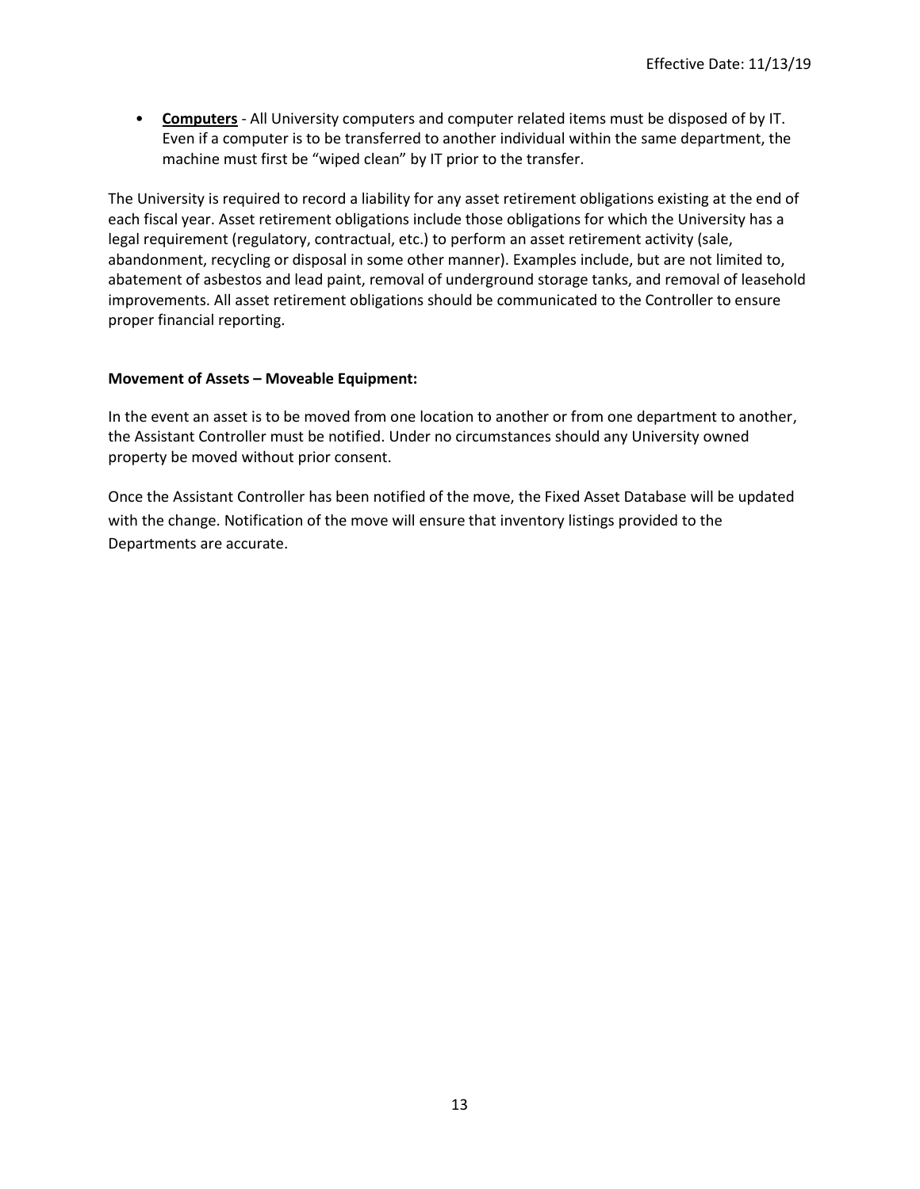- **Computers** - All University computers and computer related items must be disposed of by IT. Even if a computer is to be transferred to another individual within the same department, the machine must first be "wiped clean" by IT prior to the transfer.

The University is required to record a liability for any asset retirement obligations existing at the end of each fiscal year. Asset retirement obligations include those obligations for which the University has a legal requirement (regulatory, contractual, etc.) to perform an asset retirement activity (sale, abandonment, recycling or disposal in some other manner). Examples include, but are not limited to, abatement of asbestos and lead paint, removal of underground storage tanks, and removal of leasehold improvements. All asset retirement obligations should be communicated to the Controller to ensure proper financial reporting.

**Movement of Assets – Moveable Equipment:**

In the event an asset is to be moved from one location to another or from one department to another, the Assistant Controller must be notified. Under no circumstances should any University owned property be moved without prior consent.

Once the Assistant Controller has been notified of the move, the Fixed Asset Database will be updated with the change. Notification of the move will ensure that inventory listings provided to the Departments are accurate.